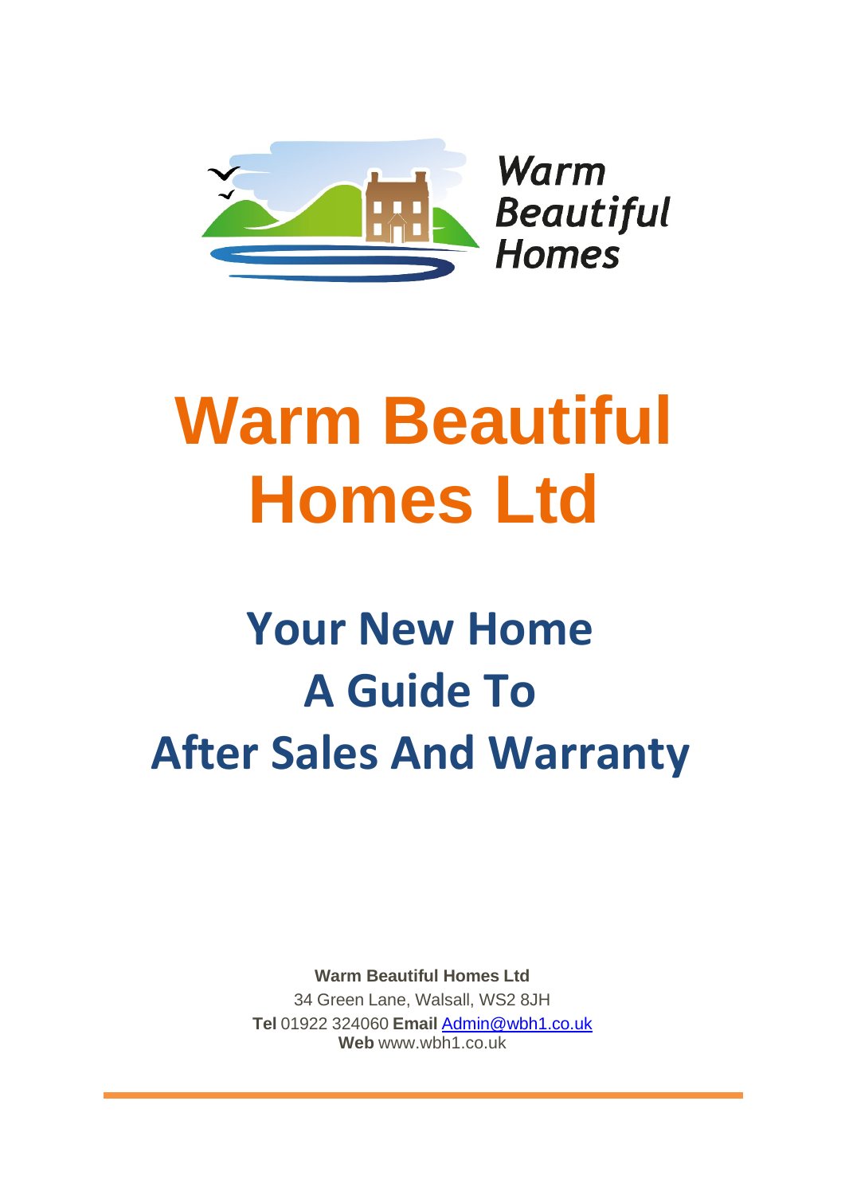Warm Beautiful Homes

# Warm Beautiful Homes Ltd

## Your New Home
## A Guide To
## After Sales And Warranty

**Warm Beautiful Homes Ltd**
34 Green Lane, Walsall, WS2 8JH
**Tel** 01922 324060 **Email** Admin@wbh1.co.uk
**Web** www.wbh1.co.uk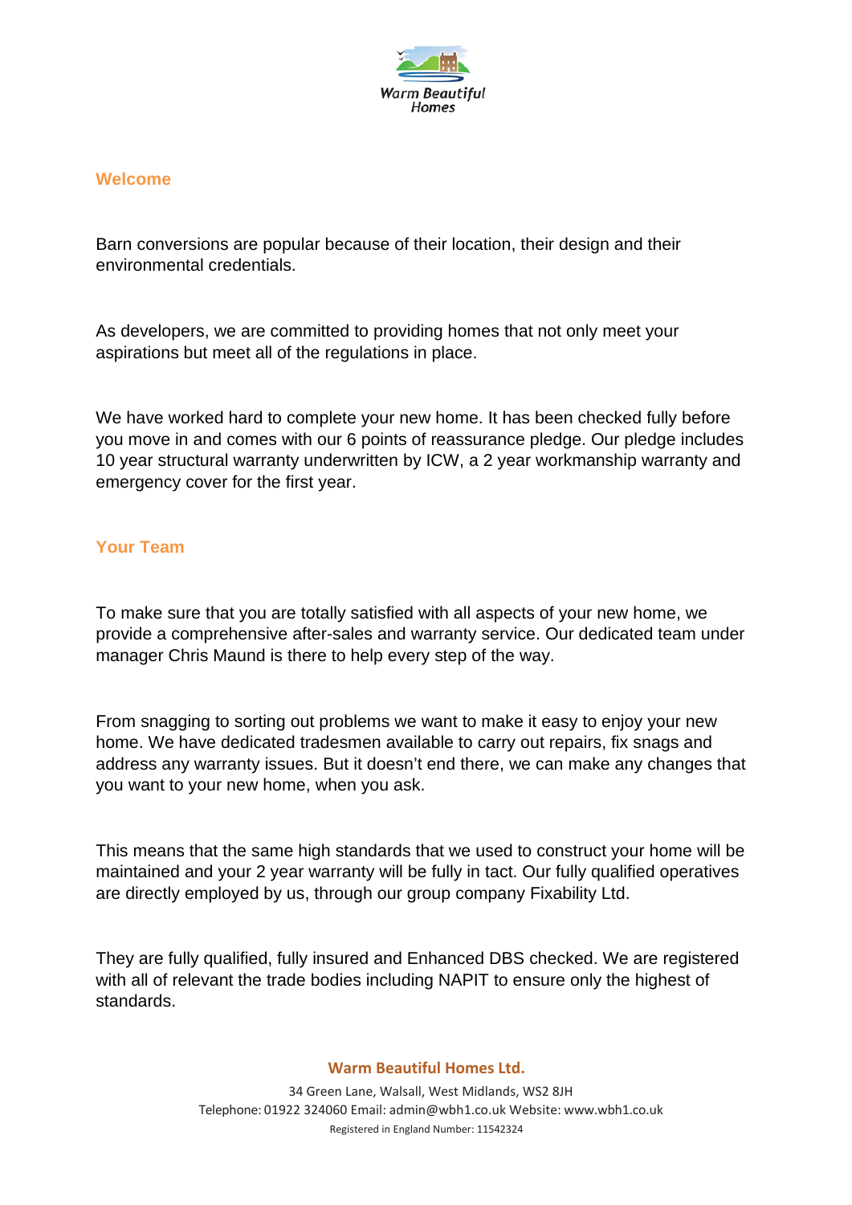## Welcome

Barn conversions are popular because of their location, their design and their environmental credentials.

As developers, we are committed to providing homes that not only meet your aspirations but meet all of the regulations in place.

We have worked hard to complete your new home. It has been checked fully before you move in and comes with our 6 points of reassurance pledge. Our pledge includes 10 year structural warranty underwritten by ICW, a 2 year workmanship warranty and emergency cover for the first year.

## Your Team

To make sure that you are totally satisfied with all aspects of your new home, we provide a comprehensive after-sales and warranty service. Our dedicated team under manager Chris Maund is there to help every step of the way.

From snagging to sorting out problems we want to make it easy to enjoy your new home. We have dedicated tradesmen available to carry out repairs, fix snags and address any warranty issues. But it doesn't end there, we can make any changes that you want to your new home, when you ask.

This means that the same high standards that we used to construct your home will be maintained and your 2 year warranty will be fully in tact. Our fully qualified operatives are directly employed by us, through our group company Fixability Ltd.

They are fully qualified, fully insured and Enhanced DBS checked. We are registered with all of relevant the trade bodies including NAPIT to ensure only the highest of standards.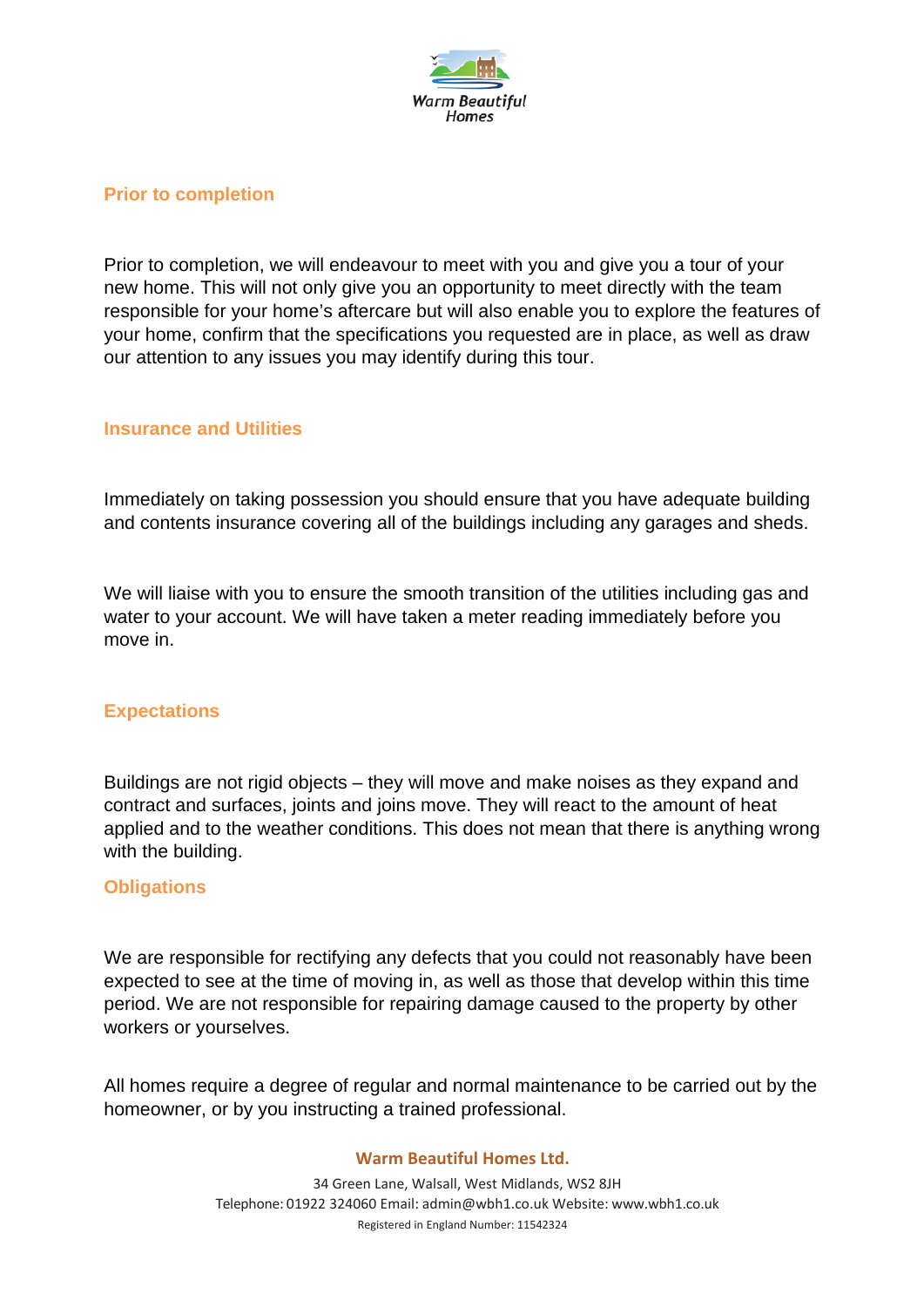## Prior to completion

Prior to completion, we will endeavour to meet with you and give you a tour of your new home. This will not only give you an opportunity to meet directly with the team responsible for your home's aftercare but will also enable you to explore the features of your home, confirm that the specifications you requested are in place, as well as draw our attention to any issues you may identify during this tour.

## Insurance and Utilities

Immediately on taking possession you should ensure that you have adequate building and contents insurance covering all of the buildings including any garages and sheds.

We will liaise with you to ensure the smooth transition of the utilities including gas and water to your account. We will have taken a meter reading immediately before you move in.

## Expectations

Buildings are not rigid objects – they will move and make noises as they expand and contract and surfaces, joints and joins move. They will react to the amount of heat applied and to the weather conditions. This does not mean that there is anything wrong with the building.

## Obligations

We are responsible for rectifying any defects that you could not reasonably have been expected to see at the time of moving in, as well as those that develop within this time period. We are not responsible for repairing damage caused to the property by other workers or yourselves.

All homes require a degree of regular and normal maintenance to be carried out by the homeowner, or by you instructing a trained professional.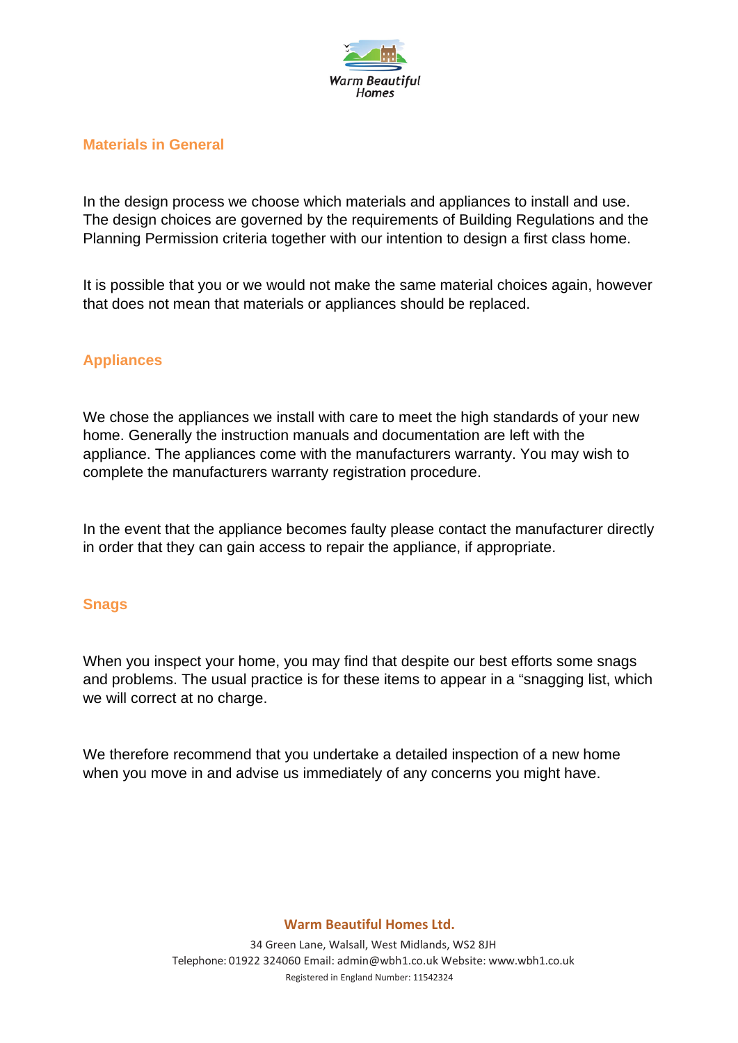## Materials in General

In the design process we choose which materials and appliances to install and use. The design choices are governed by the requirements of Building Regulations and the Planning Permission criteria together with our intention to design a first class home.

It is possible that you or we would not make the same material choices again, however that does not mean that materials or appliances should be replaced.

## Appliances

We chose the appliances we install with care to meet the high standards of your new home. Generally the instruction manuals and documentation are left with the appliance. The appliances come with the manufacturers warranty. You may wish to complete the manufacturers warranty registration procedure.

In the event that the appliance becomes faulty please contact the manufacturer directly in order that they can gain access to repair the appliance, if appropriate.

## Snags

When you inspect your home, you may find that despite our best efforts some snags and problems. The usual practice is for these items to appear in a "snagging list, which we will correct at no charge.

We therefore recommend that you undertake a detailed inspection of a new home when you move in and advise us immediately of any concerns you might have.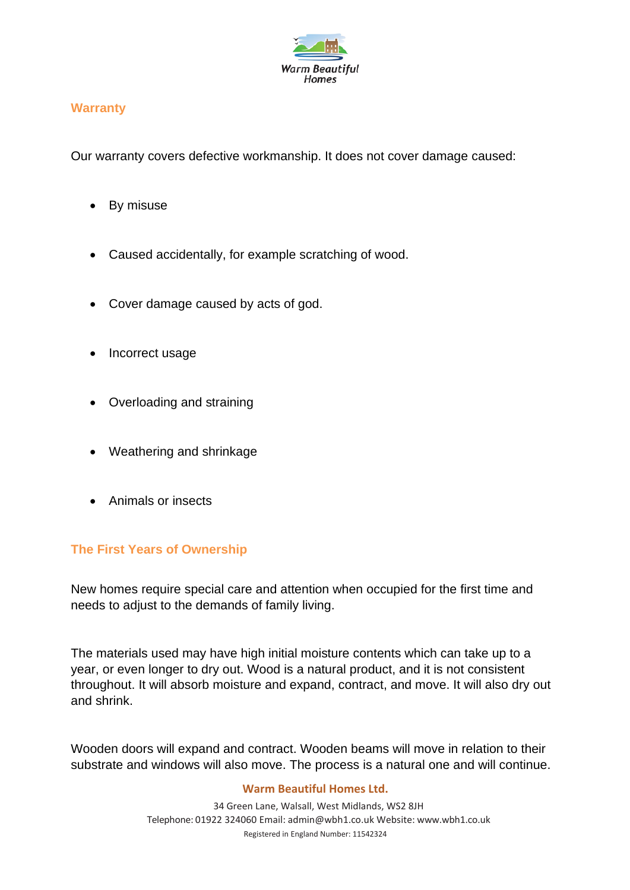## Warranty

Our warranty covers defective workmanship. It does not cover damage caused:

- By misuse
- Caused accidentally, for example scratching of wood.
- Cover damage caused by acts of god.
- Incorrect usage
- Overloading and straining
- Weathering and shrinkage
- Animals or insects

## The First Years of Ownership

New homes require special care and attention when occupied for the first time and needs to adjust to the demands of family living.

The materials used may have high initial moisture contents which can take up to a year, or even longer to dry out. Wood is a natural product, and it is not consistent throughout. It will absorb moisture and expand, contract, and move. It will also dry out and shrink.

Wooden doors will expand and contract. Wooden beams will move in relation to their substrate and windows will also move. The process is a natural one and will continue.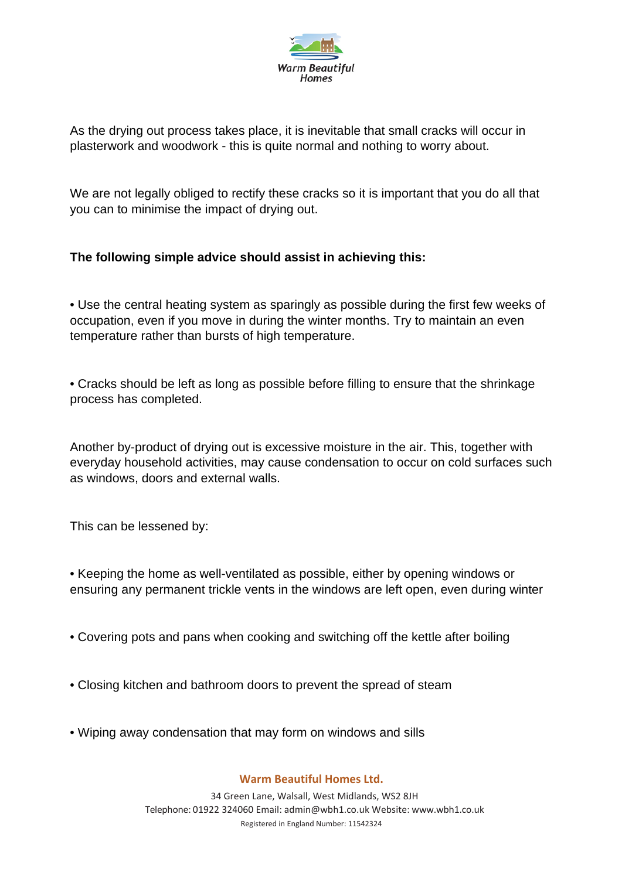As the drying out process takes place, it is inevitable that small cracks will occur in plasterwork and woodwork - this is quite normal and nothing to worry about.

We are not legally obliged to rectify these cracks so it is important that you do all that you can to minimise the impact of drying out.

**The following simple advice should assist in achieving this:**

- Use the central heating system as sparingly as possible during the first few weeks of occupation, even if you move in during the winter months. Try to maintain an even temperature rather than bursts of high temperature.

- Cracks should be left as long as possible before filling to ensure that the shrinkage process has completed.

Another by-product of drying out is excessive moisture in the air. This, together with everyday household activities, may cause condensation to occur on cold surfaces such as windows, doors and external walls.

This can be lessened by:

- Keeping the home as well-ventilated as possible, either by opening windows or ensuring any permanent trickle vents in the windows are left open, even during winter

- Covering pots and pans when cooking and switching off the kettle after boiling

- Closing kitchen and bathroom doors to prevent the spread of steam

- Wiping away condensation that may form on windows and sills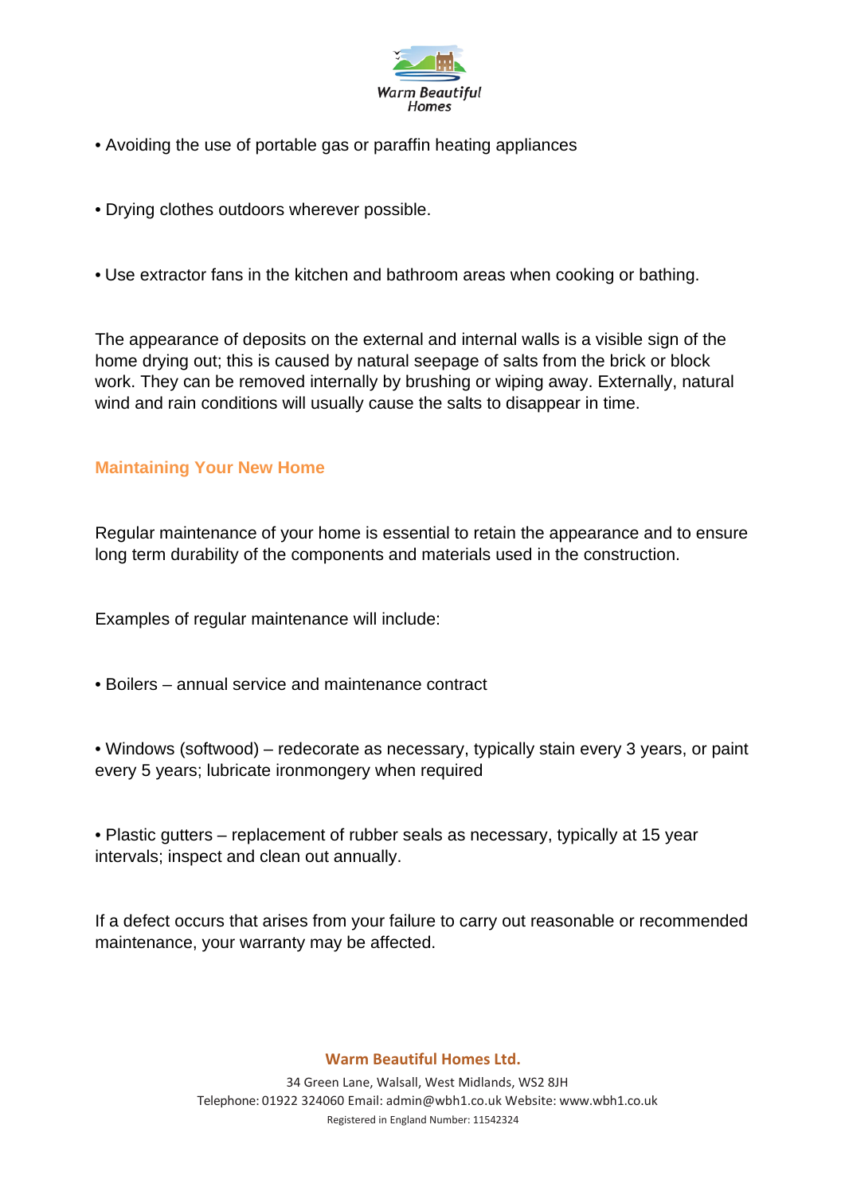- Avoiding the use of portable gas or paraffin heating appliances

- Drying clothes outdoors wherever possible.

- Use extractor fans in the kitchen and bathroom areas when cooking or bathing.

The appearance of deposits on the external and internal walls is a visible sign of the home drying out; this is caused by natural seepage of salts from the brick or block work. They can be removed internally by brushing or wiping away. Externally, natural wind and rain conditions will usually cause the salts to disappear in time.

## Maintaining Your New Home

Regular maintenance of your home is essential to retain the appearance and to ensure long term durability of the components and materials used in the construction.

Examples of regular maintenance will include:

- Boilers – annual service and maintenance contract

- Windows (softwood) – redecorate as necessary, typically stain every 3 years, or paint every 5 years; lubricate ironmongery when required

- Plastic gutters – replacement of rubber seals as necessary, typically at 15 year intervals; inspect and clean out annually.

If a defect occurs that arises from your failure to carry out reasonable or recommended maintenance, your warranty may be affected.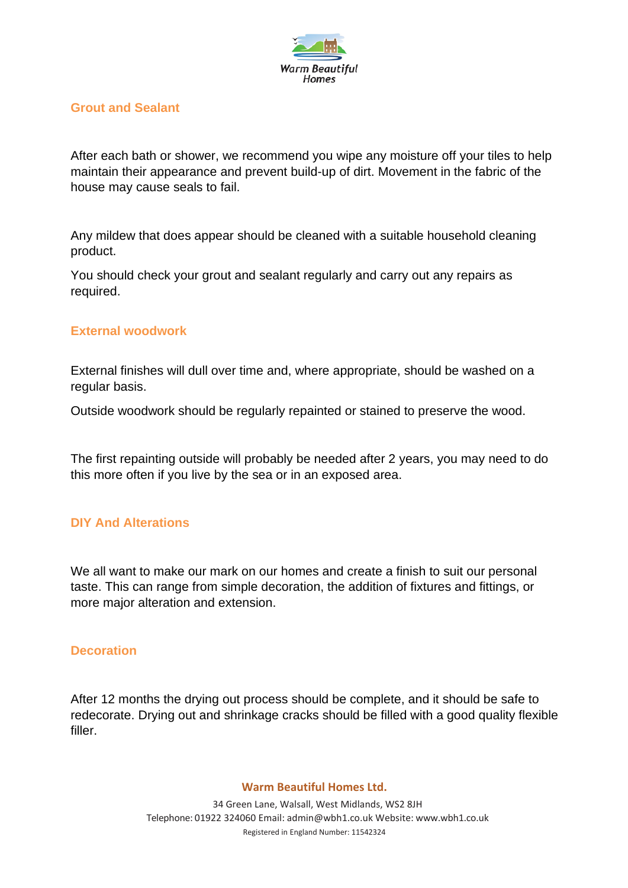## Grout and Sealant

After each bath or shower, we recommend you wipe any moisture off your tiles to help maintain their appearance and prevent build-up of dirt. Movement in the fabric of the house may cause seals to fail.

Any mildew that does appear should be cleaned with a suitable household cleaning product.

You should check your grout and sealant regularly and carry out any repairs as required.

## External woodwork

External finishes will dull over time and, where appropriate, should be washed on a regular basis.

Outside woodwork should be regularly repainted or stained to preserve the wood.

The first repainting outside will probably be needed after 2 years, you may need to do this more often if you live by the sea or in an exposed area.

## DIY And Alterations

We all want to make our mark on our homes and create a finish to suit our personal taste. This can range from simple decoration, the addition of fixtures and fittings, or more major alteration and extension.

## Decoration

After 12 months the drying out process should be complete, and it should be safe to redecorate. Drying out and shrinkage cracks should be filled with a good quality flexible filler.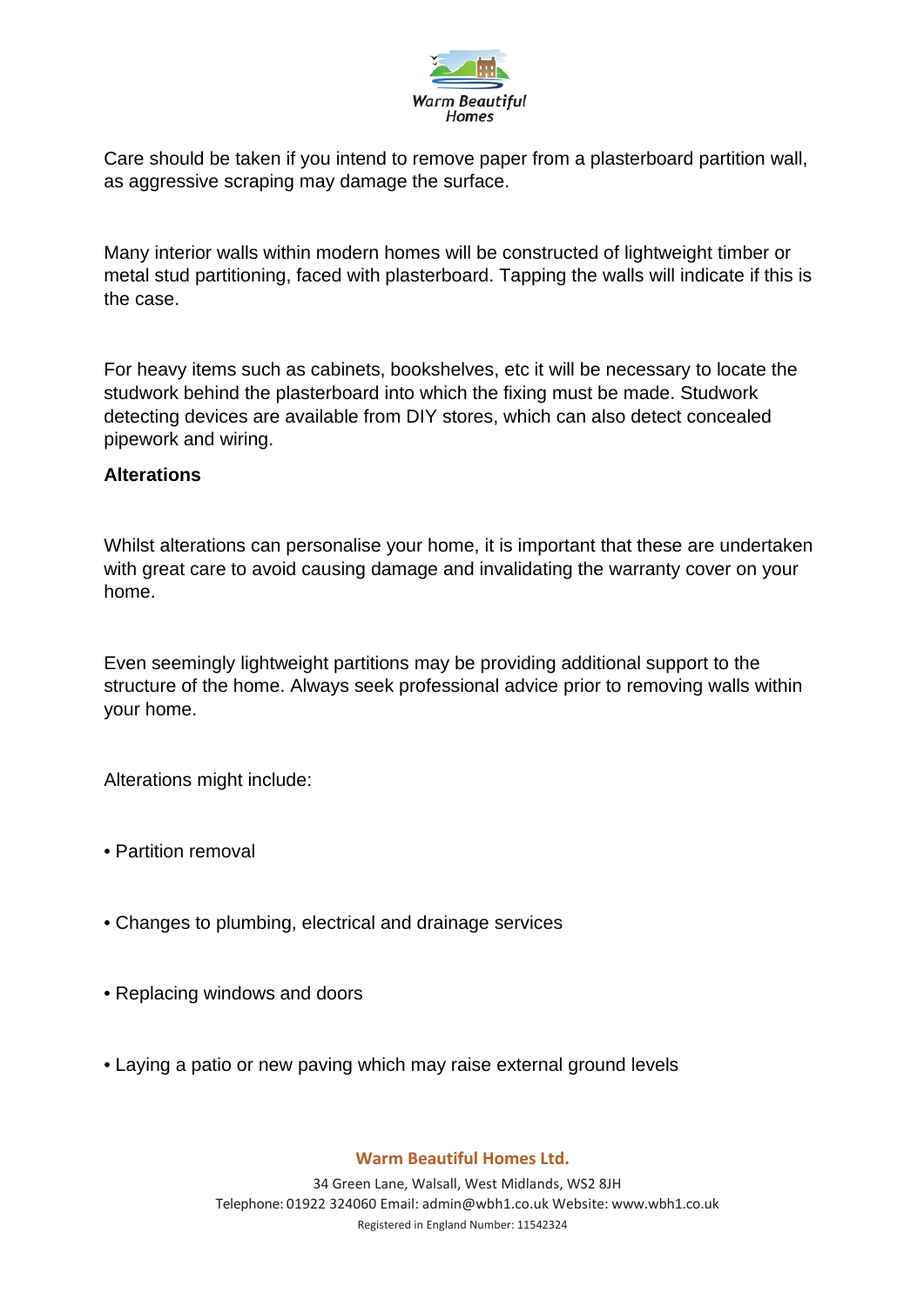Care should be taken if you intend to remove paper from a plasterboard partition wall, as aggressive scraping may damage the surface.

Many interior walls within modern homes will be constructed of lightweight timber or metal stud partitioning, faced with plasterboard. Tapping the walls will indicate if this is the case.

For heavy items such as cabinets, bookshelves, etc it will be necessary to locate the studwork behind the plasterboard into which the fixing must be made. Studwork detecting devices are available from DIY stores, which can also detect concealed pipework and wiring.

**Alterations**

Whilst alterations can personalise your home, it is important that these are undertaken with great care to avoid causing damage and invalidating the warranty cover on your home.

Even seemingly lightweight partitions may be providing additional support to the structure of the home. Always seek professional advice prior to removing walls within your home.

Alterations might include:

- Partition removal
- Changes to plumbing, electrical and drainage services
- Replacing windows and doors
- Laying a patio or new paving which may raise external ground levels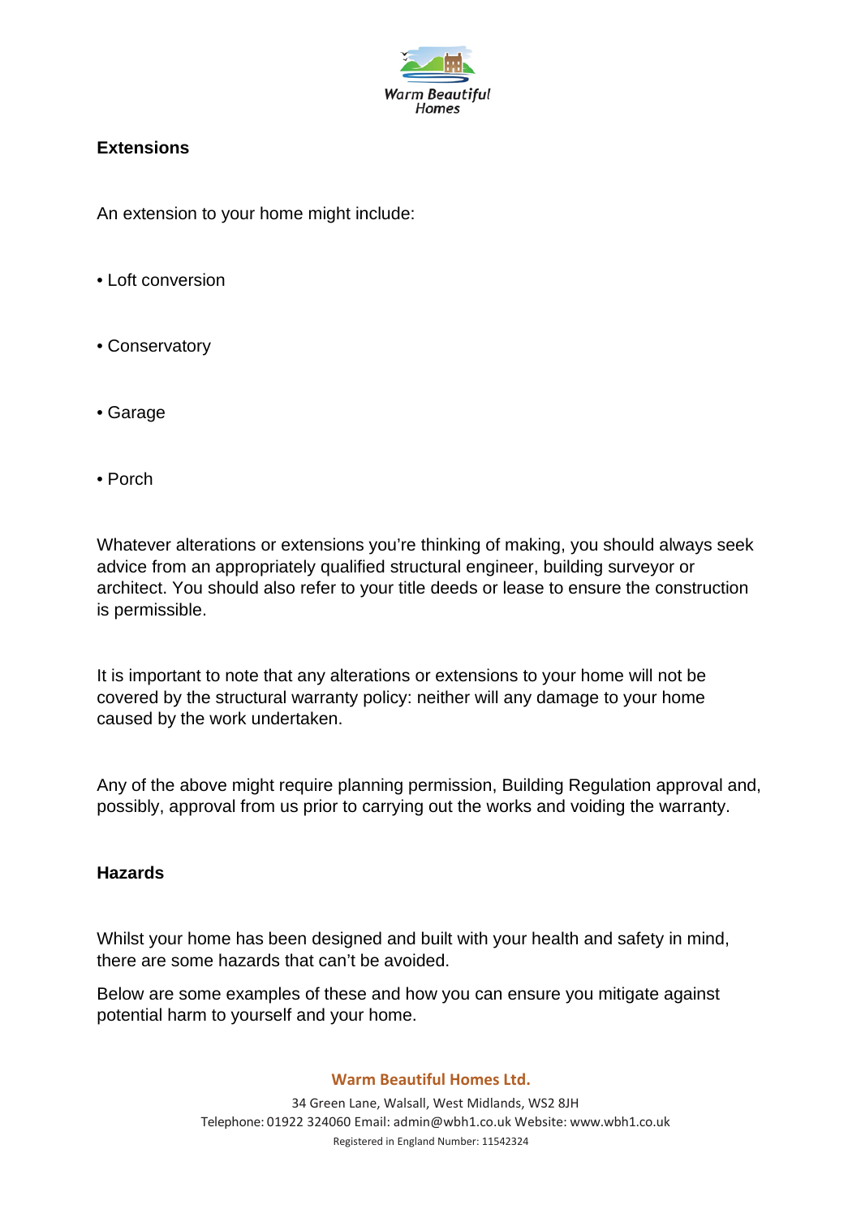## Extensions

An extension to your home might include:

- Loft conversion
- Conservatory
- Garage
- Porch

Whatever alterations or extensions you're thinking of making, you should always seek advice from an appropriately qualified structural engineer, building surveyor or architect. You should also refer to your title deeds or lease to ensure the construction is permissible.

It is important to note that any alterations or extensions to your home will not be covered by the structural warranty policy: neither will any damage to your home caused by the work undertaken.

Any of the above might require planning permission, Building Regulation approval and, possibly, approval from us prior to carrying out the works and voiding the warranty.

## Hazards

Whilst your home has been designed and built with your health and safety in mind, there are some hazards that can't be avoided.

Below are some examples of these and how you can ensure you mitigate against potential harm to yourself and your home.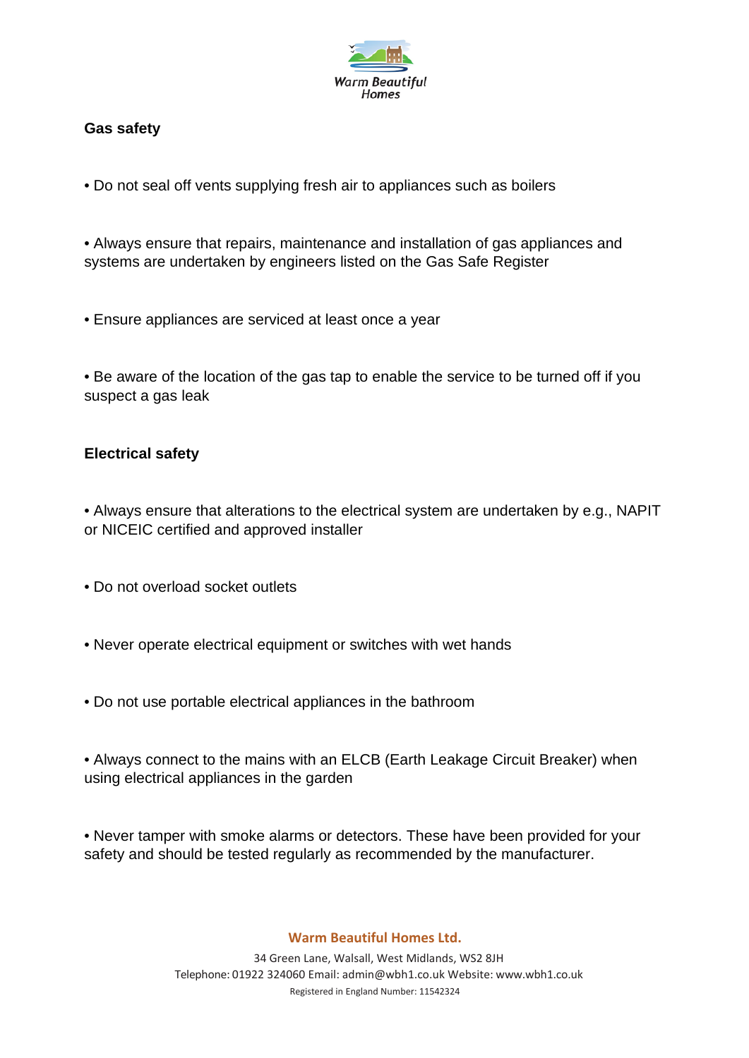## Gas safety

- Do not seal off vents supplying fresh air to appliances such as boilers
- Always ensure that repairs, maintenance and installation of gas appliances and systems are undertaken by engineers listed on the Gas Safe Register
- Ensure appliances are serviced at least once a year
- Be aware of the location of the gas tap to enable the service to be turned off if you suspect a gas leak

## Electrical safety

- Always ensure that alterations to the electrical system are undertaken by e.g., NAPIT or NICEIC certified and approved installer
- Do not overload socket outlets
- Never operate electrical equipment or switches with wet hands
- Do not use portable electrical appliances in the bathroom
- Always connect to the mains with an ELCB (Earth Leakage Circuit Breaker) when using electrical appliances in the garden
- Never tamper with smoke alarms or detectors. These have been provided for your safety and should be tested regularly as recommended by the manufacturer.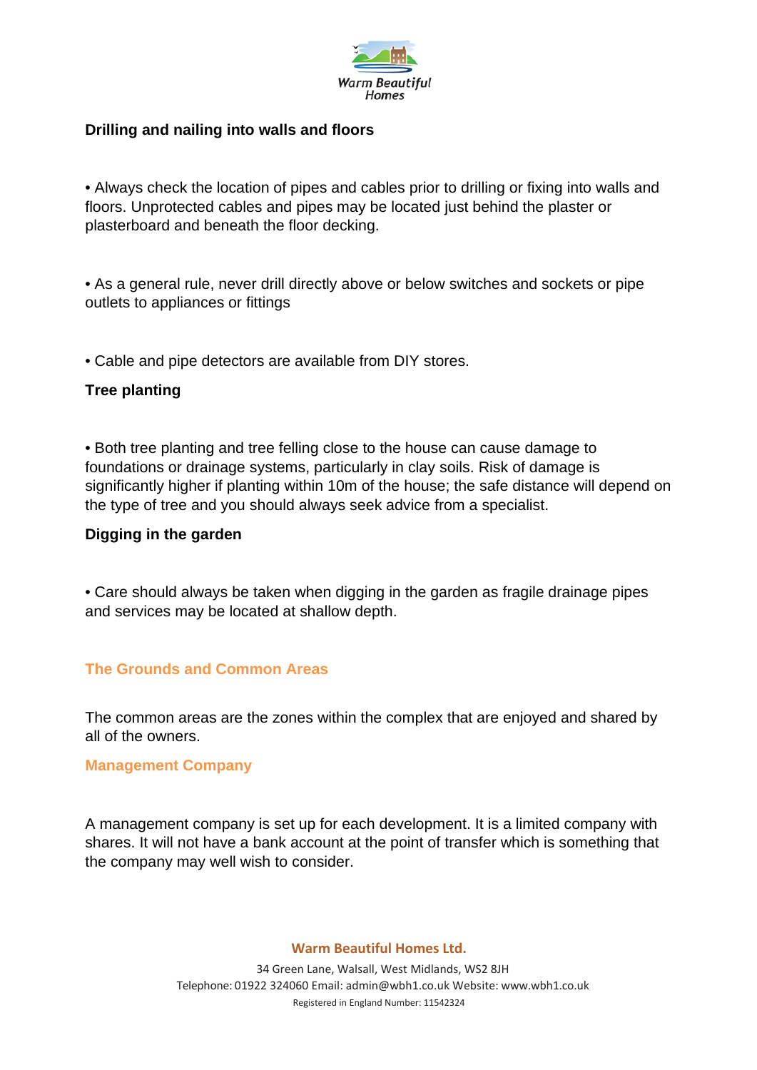### Drilling and nailing into walls and floors

• Always check the location of pipes and cables prior to drilling or fixing into walls and floors. Unprotected cables and pipes may be located just behind the plaster or plasterboard and beneath the floor decking.

• As a general rule, never drill directly above or below switches and sockets or pipe outlets to appliances or fittings

• Cable and pipe detectors are available from DIY stores.

### Tree planting

• Both tree planting and tree felling close to the house can cause damage to foundations or drainage systems, particularly in clay soils. Risk of damage is significantly higher if planting within 10m of the house; the safe distance will depend on the type of tree and you should always seek advice from a specialist.

### Digging in the garden

• Care should always be taken when digging in the garden as fragile drainage pipes and services may be located at shallow depth.

## The Grounds and Common Areas

The common areas are the zones within the complex that are enjoyed and shared by all of the owners.

## Management Company

A management company is set up for each development. It is a limited company with shares. It will not have a bank account at the point of transfer which is something that the company may well wish to consider.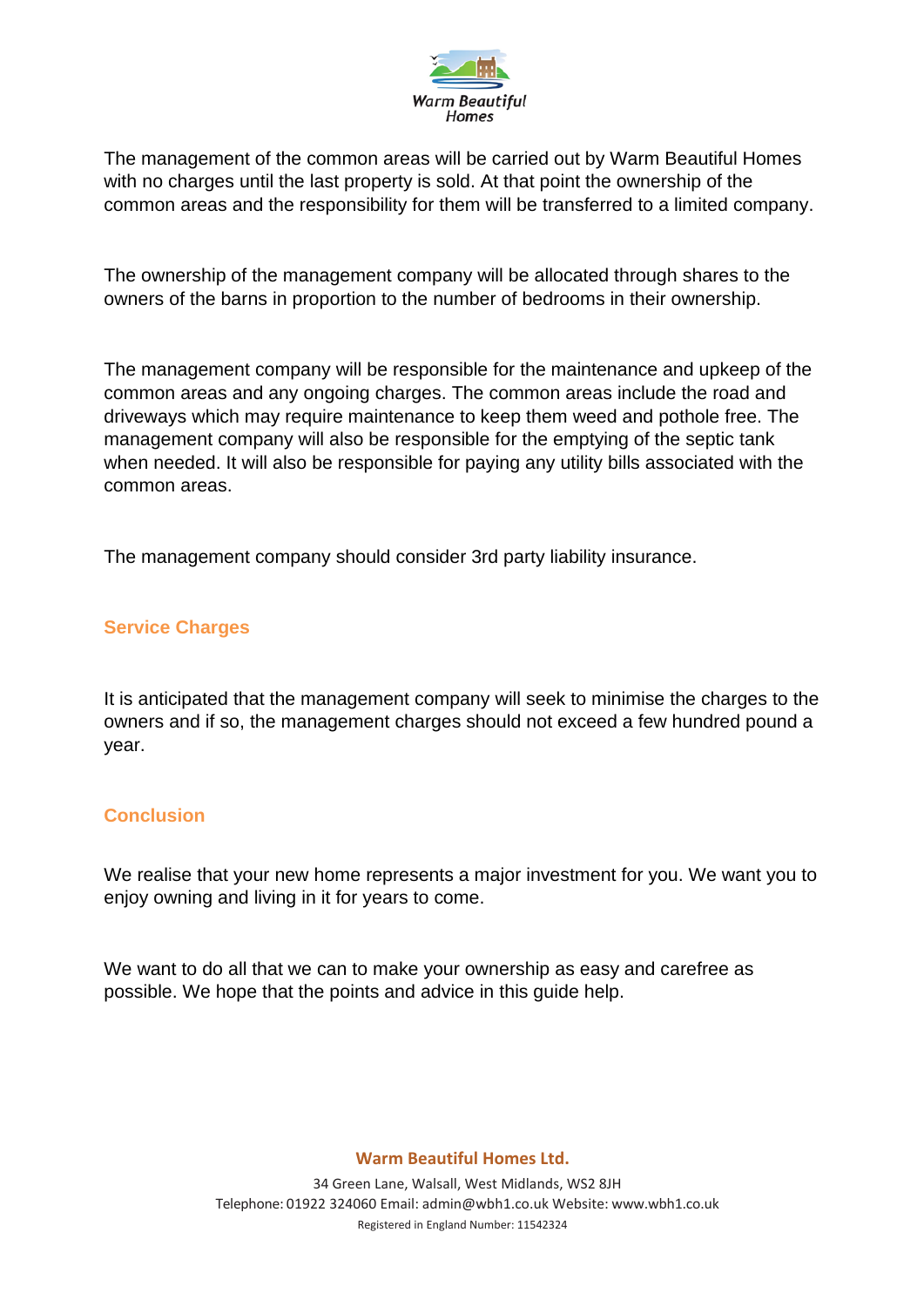The management of the common areas will be carried out by Warm Beautiful Homes with no charges until the last property is sold. At that point the ownership of the common areas and the responsibility for them will be transferred to a limited company.

The ownership of the management company will be allocated through shares to the owners of the barns in proportion to the number of bedrooms in their ownership.

The management company will be responsible for the maintenance and upkeep of the common areas and any ongoing charges. The common areas include the road and driveways which may require maintenance to keep them weed and pothole free. The management company will also be responsible for the emptying of the septic tank when needed. It will also be responsible for paying any utility bills associated with the common areas.

The management company should consider 3rd party liability insurance.

## Service Charges

It is anticipated that the management company will seek to minimise the charges to the owners and if so, the management charges should not exceed a few hundred pound a year.

## Conclusion

We realise that your new home represents a major investment for you. We want you to enjoy owning and living in it for years to come.

We want to do all that we can to make your ownership as easy and carefree as possible. We hope that the points and advice in this guide help.